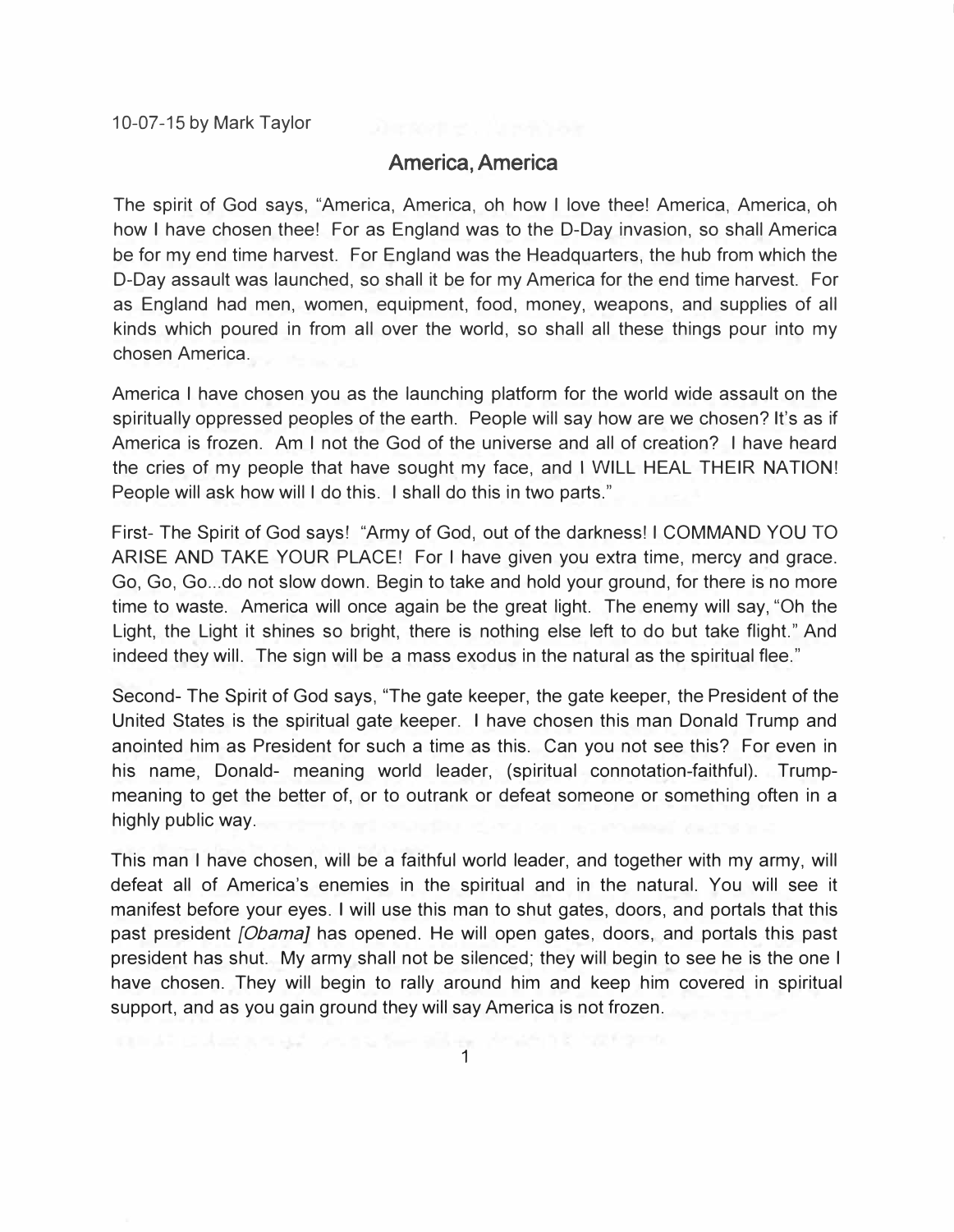10-07-15 by Mark Taylor

## America, America

The spirit of God says, "America, America, oh how I love thee! America, America, oh how I have chosen thee! For as England was to the D-Day invasion, so shall America be for my end time harvest. For England was the Headquarters, the hub from which the D-Day assault was launched, so shall it be for my America for the end time harvest. For as England had men, women, equipment, food, money, weapons, and supplies of all kinds which poured in from all over the world, so shall all these things pour into my chosen America.

America I have chosen you as the launching platform for the world wide assault on the spiritually oppressed peoples of the earth. People will say how are we chosen? It's as if America is frozen. Am I not the God of the universe and all of creation? I have heard the cries of my people that have sought my face, and I WILL HEAL THEIR NATION! People will ask how will I do this. I shall do this in two parts."

First- The Spirit of God says! "Army of God, out of the darkness! I COMMAND YOU TO ARISE AND TAKE YOUR PLACE! For I have given you extra time, mercy and grace. Go, Go, Go...do not slow down. Begin to take and hold your ground, for there is no more time to waste. America will once again be the great light. The enemy will say, "Oh the Light, the Light it shines so bright, there is nothing else left to do but take flight." And indeed they will. The sign will be a mass exodus in the natural as the spiritual flee."

Second- The Spirit of God says, "The gate keeper, the gate keeper, the President of the United States is the spiritual gate keeper. I have chosen this man Donald Trump and anointed him as President for such a time as this. Can you not see this? For even in his name, Donald- meaning world leader, (spiritual connotation-faithful). Trump- meaning to get the better of, or to outrank or defeat someone or something often in a highly public way.

This man I have chosen, will be a faithful world leader, and together with my army, will defeat all of America's enemies in the spiritual and in the natural. You will see it manifest before your eyes. I will use this man to shut gates, doors, and portals that this past president *[Obama]* has opened. He will open gates, doors, and portals this past president has shut. My army shall not be silenced; they will begin to see he is the one I have chosen. They will begin to rally around him and keep him covered in spiritual support, and as you gain ground they will say America is not frozen.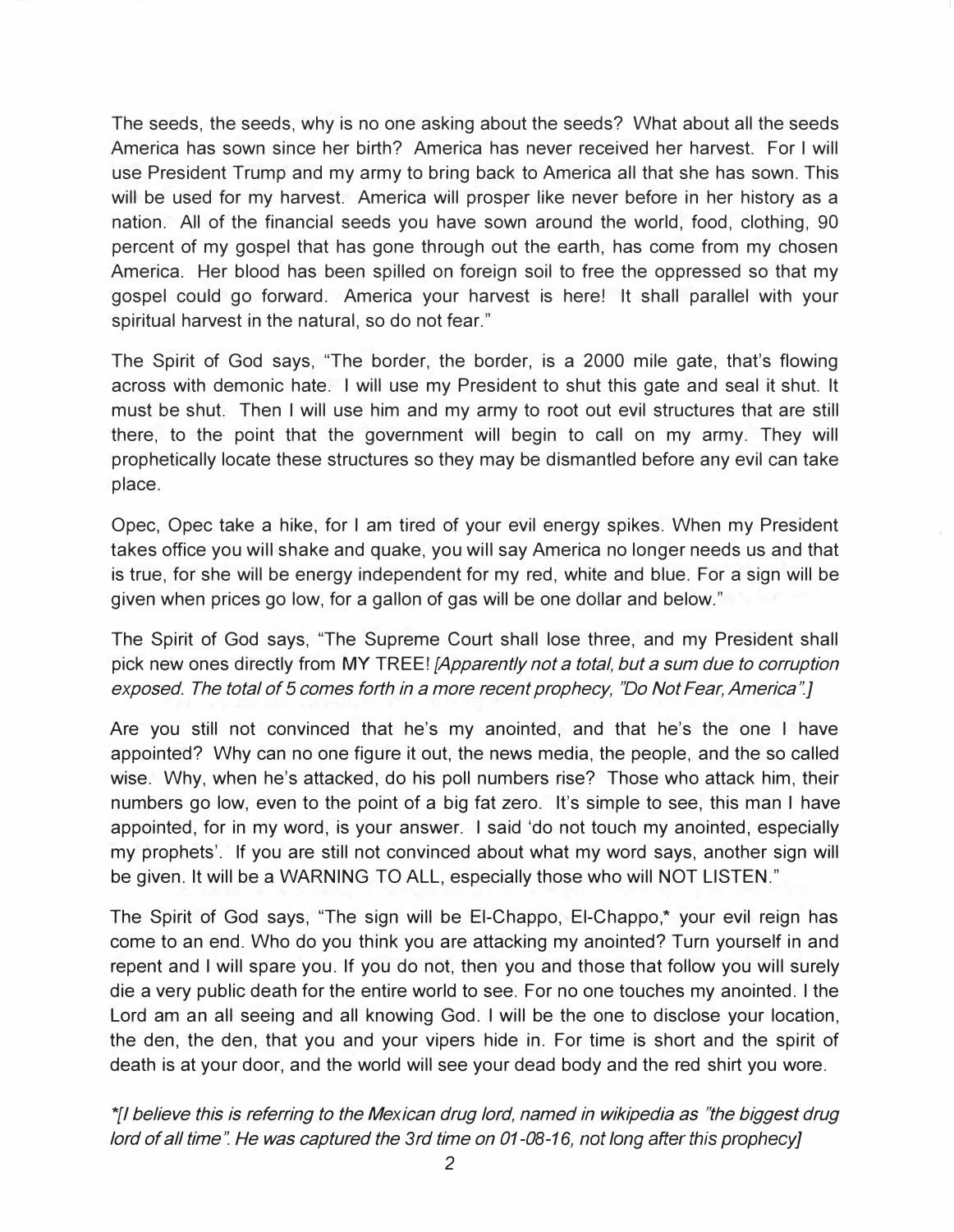The seeds, the seeds, why is no one asking about the seeds? What about all the seeds America has sown since her birth? America has never received her harvest. For I will use President Trump and my army to bring back to America all that she has sown. This will be used for my harvest. America will prosper like never before in her history as a nation. All of the financial seeds you have sown around the world, food, clothing, 90 percent of my gospel that has gone through out the earth, has come from my chosen America. Her blood has been spilled on foreign soil to free the oppressed so that my gospel could go forward. America your harvest is here! It shall parallel with your spiritual harvest in the natural, so do not fear."

The Spirit of God says, "The border, the border, is a 2000 mile gate, that's flowing across with demonic hate. I will use my President to shut this gate and seal it shut. It must be shut. Then I will use him and my army to root out evil structures that are still there, to the point that the government will begin to call on my army. They will prophetically locate these structures so they may be dismantled before any evil can take place.

Opec, Opec take a hike, for I am tired of your evil energy spikes. When my President takes office you will shake and quake, you will say America no longer needs us and that is true, for she will be energy independent for my red, white and blue. For a sign will be given when prices go low, for a gallon of gas will be one dollar and below."

The Spirit of God says, "The Supreme Court shall lose three, and my President shall pick new ones directly from MY TREE! *[Apparently not a total, but a sum due to corruption exposed. The total of 5 comes forth in a more recent prophecy, "Do Not Fear, America".]*

Are you still not convinced that he's my anointed, and that he's the one I have appointed? Why can no one figure it out, the news media, the people, and the so called wise. Why, when he's attacked, do his poll numbers rise? Those who attack him, their numbers go low, even to the point of a big fat zero. It's simple to see, this man I have appointed, for in my word, is your answer. I said 'do not touch my anointed, especially my prophets'. If you are still not convinced about what my word says, another sign will be given. It will be a WARNING TO ALL, especially those who will NOT LISTEN."

The Spirit of God says, "The sign will be El-Chappo, El-Chappo,* your evil reign has come to an end. Who do you think you are attacking my anointed? Turn yourself in and repent and I will spare you. If you do not, then you and those that follow you will surely die a very public death for the entire world to see. For no one touches my anointed. I the Lord am an all seeing and all knowing God. I will be the one to disclose your location, the den, the den, that you and your vipers hide in. For time is short and the spirit of death is at your door, and the world will see your dead body and the red shirt you wore.

*\*[I believe this is referring to the Mexican drug lord, named in wikipedia as "the biggest drug lord of all time". He was captured the 3rd time on 01-08-16, not long after this prophecy]*